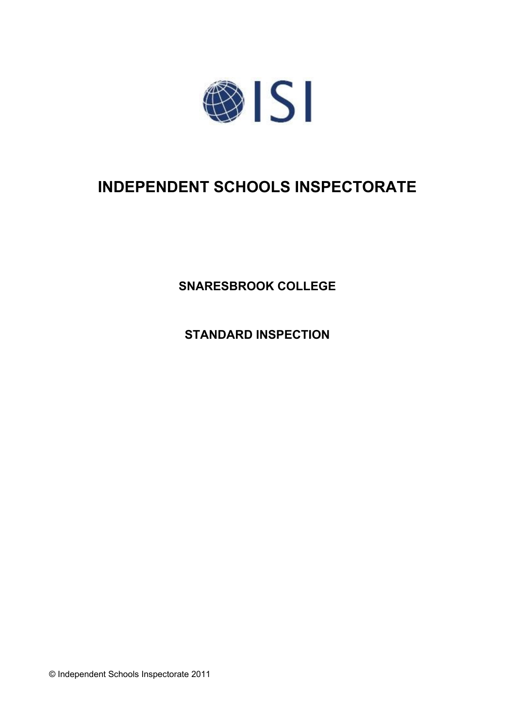ISI

# INDEPENDENT SCHOOLS INSPECTORATE

**SNARESBROOK COLLEGE**

**STANDARD INSPECTION**

© Independent Schools Inspectorate 2011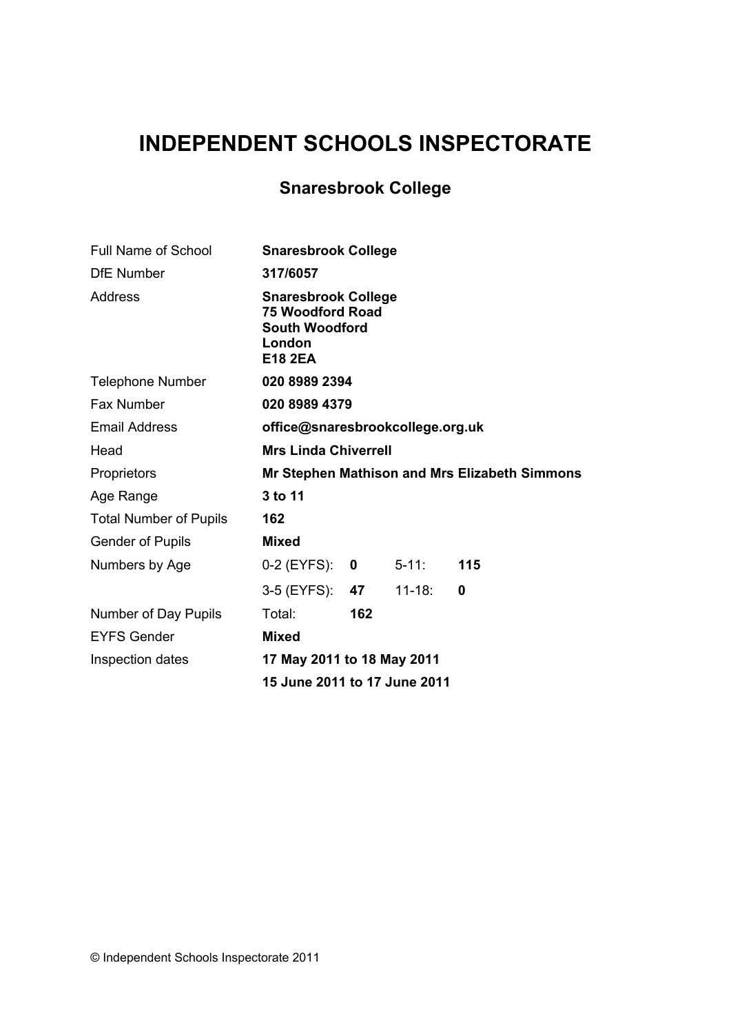# INDEPENDENT SCHOOLS INSPECTORATE

## Snaresbrook College

| | | | | |
|---|---|---|---|---|
| Full Name of School | **Snaresbrook College** | | | |
| DfE Number | **317/6057** | | | |
| Address | **Snaresbrook College 75 Woodford Road South Woodford London E18 2EA** | | | |
| Telephone Number | **020 8989 2394** | | | |
| Fax Number | **020 8989 4379** | | | |
| Email Address | **office@snaresbrookcollege.org.uk** | | | |
| Head | **Mrs Linda Chiverrell** | | | |
| Proprietors | **Mr Stephen Mathison and Mrs Elizabeth Simmons** | | | |
| Age Range | **3 to 11** | | | |
| Total Number of Pupils | **162** | | | |
| Gender of Pupils | **Mixed** | | | |
| Numbers by Age | 0-2 (EYFS): | **0** | 5-11: | **115** |
| | 3-5 (EYFS): | **47** | 11-18: | **0** |
| Number of Day Pupils | Total: | **162** | | |
| EYFS Gender | **Mixed** | | | |
| Inspection dates | **17 May 2011 to 18 May 2011** | | | |
| | **15 June 2011 to 17 June 2011** | | | |

© Independent Schools Inspectorate 2011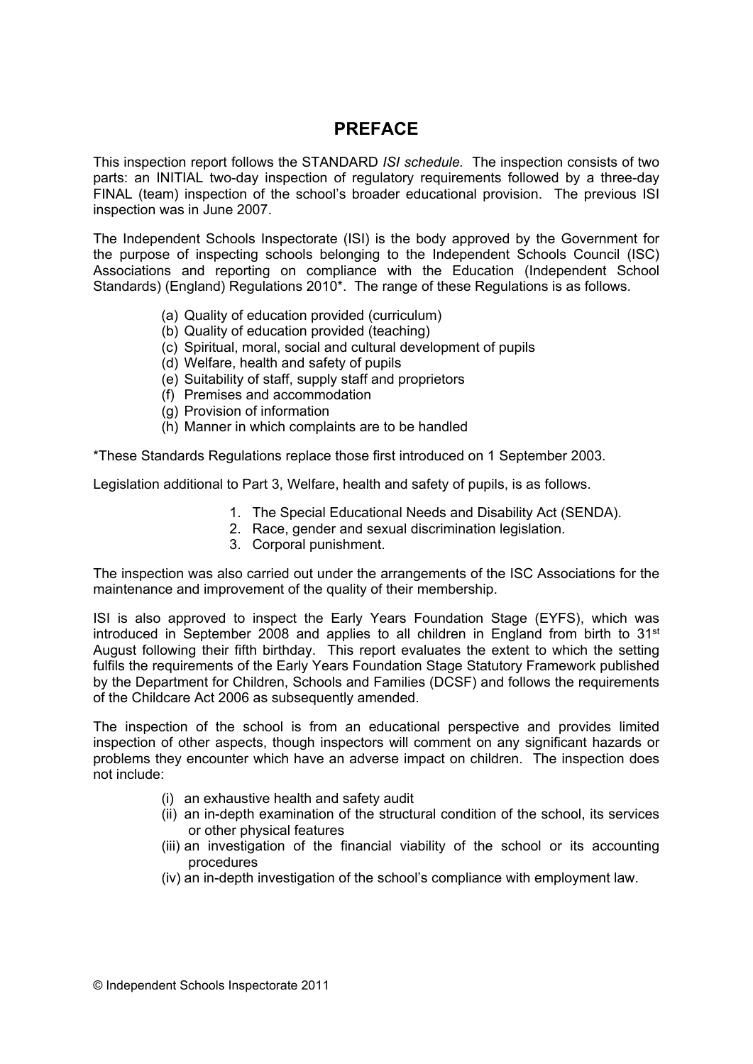# PREFACE

This inspection report follows the STANDARD *ISI schedule.* The inspection consists of two parts: an INITIAL two-day inspection of regulatory requirements followed by a three-day FINAL (team) inspection of the school's broader educational provision. The previous ISI inspection was in June 2007.

The Independent Schools Inspectorate (ISI) is the body approved by the Government for the purpose of inspecting schools belonging to the Independent Schools Council (ISC) Associations and reporting on compliance with the Education (Independent School Standards) (England) Regulations 2010*. The range of these Regulations is as follows.

(a) Quality of education provided (curriculum)
(b) Quality of education provided (teaching)
(c) Spiritual, moral, social and cultural development of pupils
(d) Welfare, health and safety of pupils
(e) Suitability of staff, supply staff and proprietors
(f) Premises and accommodation
(g) Provision of information
(h) Manner in which complaints are to be handled

*These Standards Regulations replace those first introduced on 1 September 2003.

Legislation additional to Part 3, Welfare, health and safety of pupils, is as follows.

1. The Special Educational Needs and Disability Act (SENDA).
2. Race, gender and sexual discrimination legislation.
3. Corporal punishment.

The inspection was also carried out under the arrangements of the ISC Associations for the maintenance and improvement of the quality of their membership.

ISI is also approved to inspect the Early Years Foundation Stage (EYFS), which was introduced in September 2008 and applies to all children in England from birth to 31st August following their fifth birthday. This report evaluates the extent to which the setting fulfils the requirements of the Early Years Foundation Stage Statutory Framework published by the Department for Children, Schools and Families (DCSF) and follows the requirements of the Childcare Act 2006 as subsequently amended.

The inspection of the school is from an educational perspective and provides limited inspection of other aspects, though inspectors will comment on any significant hazards or problems they encounter which have an adverse impact on children. The inspection does not include:

(i) an exhaustive health and safety audit
(ii) an in-depth examination of the structural condition of the school, its services or other physical features
(iii) an investigation of the financial viability of the school or its accounting procedures
(iv) an in-depth investigation of the school's compliance with employment law.

© Independent Schools Inspectorate 2011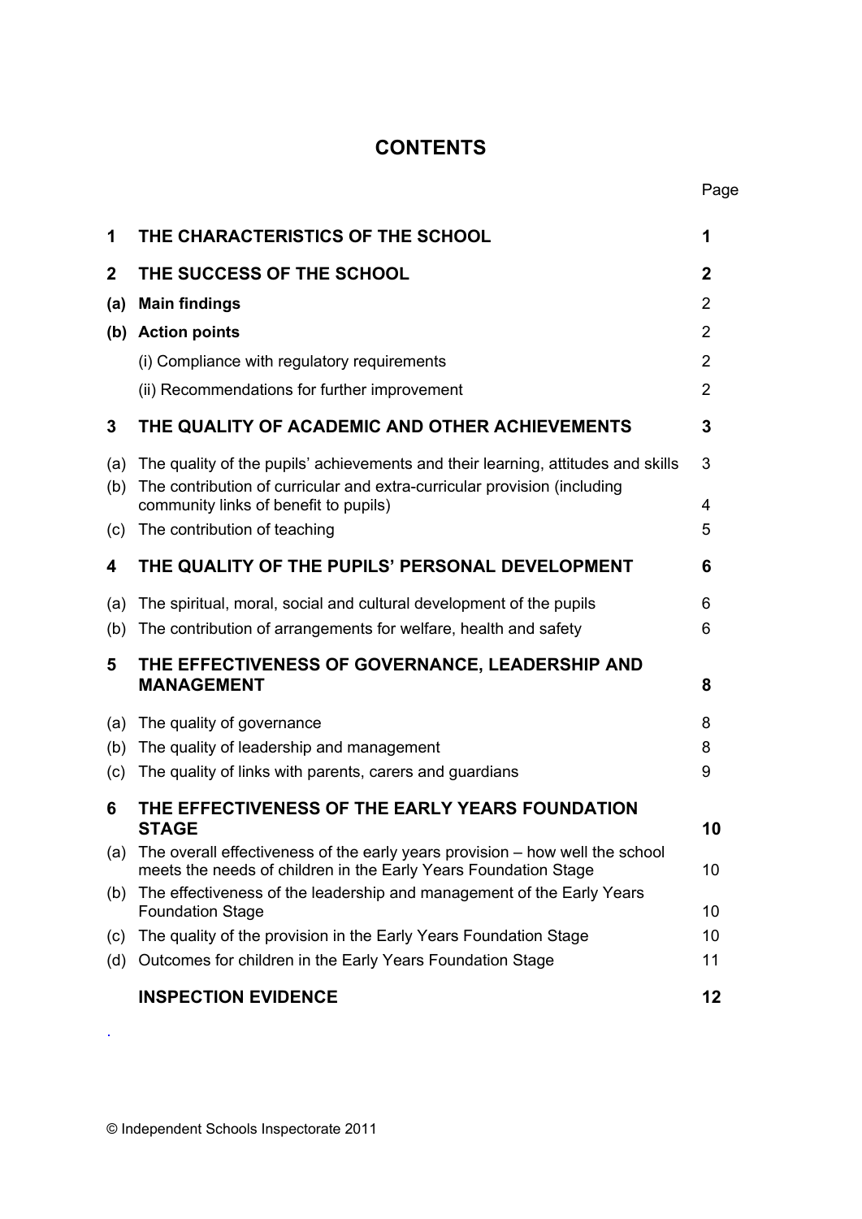# CONTENTS

| | | Page |
|---|---|---|
| **1** | **THE CHARACTERISTICS OF THE SCHOOL** | **1** |
| **2** | **THE SUCCESS OF THE SCHOOL** | **2** |
| **(a)** | **Main findings** | 2 |
| **(b)** | **Action points** | 2 |
| | (i) Compliance with regulatory requirements | 2 |
| | (ii) Recommendations for further improvement | 2 |
| **3** | **THE QUALITY OF ACADEMIC AND OTHER ACHIEVEMENTS** | **3** |
| (a) | The quality of the pupils' achievements and their learning, attitudes and skills | 3 |
| (b) | The contribution of curricular and extra-curricular provision (including community links of benefit to pupils) | 4 |
| (c) | The contribution of teaching | 5 |
| **4** | **THE QUALITY OF THE PUPILS' PERSONAL DEVELOPMENT** | **6** |
| (a) | The spiritual, moral, social and cultural development of the pupils | 6 |
| (b) | The contribution of arrangements for welfare, health and safety | 6 |
| **5** | **THE EFFECTIVENESS OF GOVERNANCE, LEADERSHIP AND MANAGEMENT** | **8** |
| (a) | The quality of governance | 8 |
| (b) | The quality of leadership and management | 8 |
| (c) | The quality of links with parents, carers and guardians | 9 |
| **6** | **THE EFFECTIVENESS OF THE EARLY YEARS FOUNDATION STAGE** | **10** |
| (a) | The overall effectiveness of the early years provision – how well the school meets the needs of children in the Early Years Foundation Stage | 10 |
| (b) | The effectiveness of the leadership and management of the Early Years Foundation Stage | 10 |
| (c) | The quality of the provision in the Early Years Foundation Stage | 10 |
| (d) | Outcomes for children in the Early Years Foundation Stage | 11 |
| | **INSPECTION EVIDENCE** | **12** |

© Independent Schools Inspectorate 2011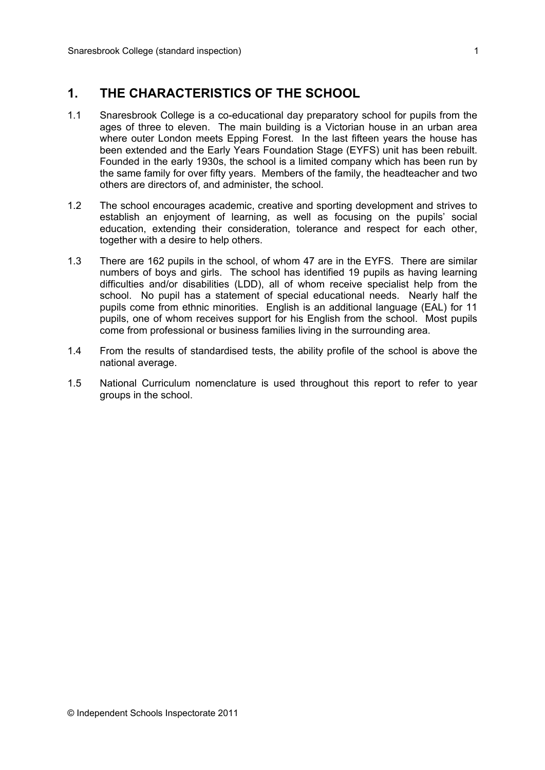## 1. THE CHARACTERISTICS OF THE SCHOOL

1.1 Snaresbrook College is a co-educational day preparatory school for pupils from the ages of three to eleven. The main building is a Victorian house in an urban area where outer London meets Epping Forest. In the last fifteen years the house has been extended and the Early Years Foundation Stage (EYFS) unit has been rebuilt. Founded in the early 1930s, the school is a limited company which has been run by the same family for over fifty years. Members of the family, the headteacher and two others are directors of, and administer, the school.

1.2 The school encourages academic, creative and sporting development and strives to establish an enjoyment of learning, as well as focusing on the pupils' social education, extending their consideration, tolerance and respect for each other, together with a desire to help others.

1.3 There are 162 pupils in the school, of whom 47 are in the EYFS. There are similar numbers of boys and girls. The school has identified 19 pupils as having learning difficulties and/or disabilities (LDD), all of whom receive specialist help from the school. No pupil has a statement of special educational needs. Nearly half the pupils come from ethnic minorities. English is an additional language (EAL) for 11 pupils, one of whom receives support for his English from the school. Most pupils come from professional or business families living in the surrounding area.

1.4 From the results of standardised tests, the ability profile of the school is above the national average.

1.5 National Curriculum nomenclature is used throughout this report to refer to year groups in the school.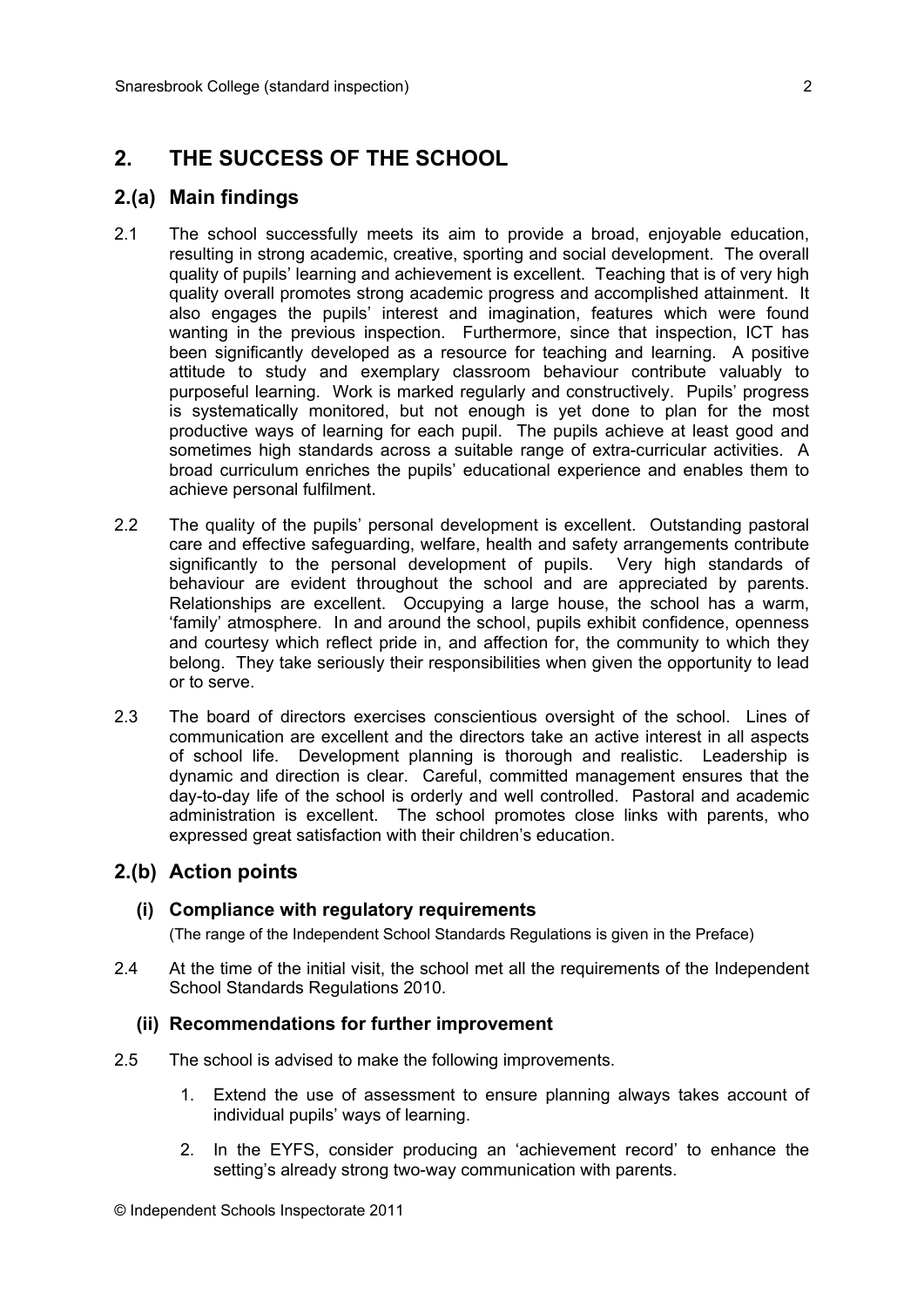## 2. THE SUCCESS OF THE SCHOOL

### 2.(a) Main findings

2.1 The school successfully meets its aim to provide a broad, enjoyable education, resulting in strong academic, creative, sporting and social development. The overall quality of pupils' learning and achievement is excellent. Teaching that is of very high quality overall promotes strong academic progress and accomplished attainment. It also engages the pupils' interest and imagination, features which were found wanting in the previous inspection. Furthermore, since that inspection, ICT has been significantly developed as a resource for teaching and learning. A positive attitude to study and exemplary classroom behaviour contribute valuably to purposeful learning. Work is marked regularly and constructively. Pupils' progress is systematically monitored, but not enough is yet done to plan for the most productive ways of learning for each pupil. The pupils achieve at least good and sometimes high standards across a suitable range of extra-curricular activities. A broad curriculum enriches the pupils' educational experience and enables them to achieve personal fulfilment.

2.2 The quality of the pupils' personal development is excellent. Outstanding pastoral care and effective safeguarding, welfare, health and safety arrangements contribute significantly to the personal development of pupils. Very high standards of behaviour are evident throughout the school and are appreciated by parents. Relationships are excellent. Occupying a large house, the school has a warm, 'family' atmosphere. In and around the school, pupils exhibit confidence, openness and courtesy which reflect pride in, and affection for, the community to which they belong. They take seriously their responsibilities when given the opportunity to lead or to serve.

2.3 The board of directors exercises conscientious oversight of the school. Lines of communication are excellent and the directors take an active interest in all aspects of school life. Development planning is thorough and realistic. Leadership is dynamic and direction is clear. Careful, committed management ensures that the day-to-day life of the school is orderly and well controlled. Pastoral and academic administration is excellent. The school promotes close links with parents, who expressed great satisfaction with their children's education.

### 2.(b) Action points

#### (i) Compliance with regulatory requirements

(The range of the Independent School Standards Regulations is given in the Preface)

2.4 At the time of the initial visit, the school met all the requirements of the Independent School Standards Regulations 2010.

#### (ii) Recommendations for further improvement

2.5 The school is advised to make the following improvements.

1. Extend the use of assessment to ensure planning always takes account of individual pupils' ways of learning.
2. In the EYFS, consider producing an 'achievement record' to enhance the setting's already strong two-way communication with parents.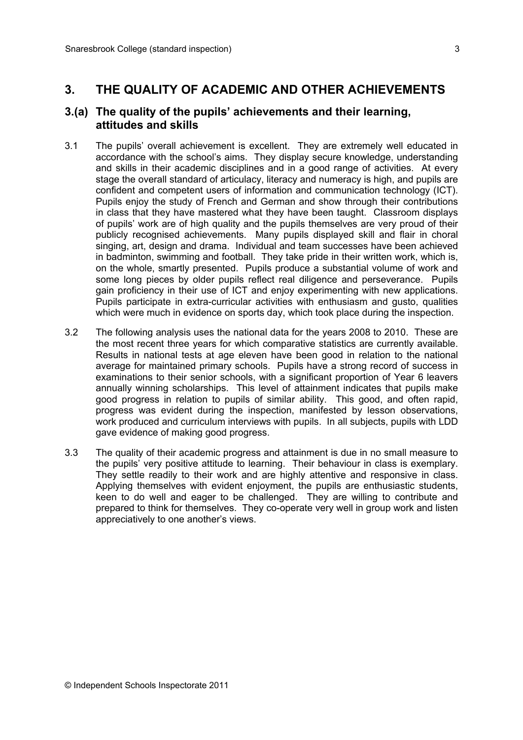## 3. THE QUALITY OF ACADEMIC AND OTHER ACHIEVEMENTS

### 3.(a) The quality of the pupils' achievements and their learning, attitudes and skills

3.1 The pupils' overall achievement is excellent. They are extremely well educated in accordance with the school's aims. They display secure knowledge, understanding and skills in their academic disciplines and in a good range of activities. At every stage the overall standard of articulacy, literacy and numeracy is high, and pupils are confident and competent users of information and communication technology (ICT). Pupils enjoy the study of French and German and show through their contributions in class that they have mastered what they have been taught. Classroom displays of pupils' work are of high quality and the pupils themselves are very proud of their publicly recognised achievements. Many pupils displayed skill and flair in choral singing, art, design and drama. Individual and team successes have been achieved in badminton, swimming and football. They take pride in their written work, which is, on the whole, smartly presented. Pupils produce a substantial volume of work and some long pieces by older pupils reflect real diligence and perseverance. Pupils gain proficiency in their use of ICT and enjoy experimenting with new applications. Pupils participate in extra-curricular activities with enthusiasm and gusto, qualities which were much in evidence on sports day, which took place during the inspection.

3.2 The following analysis uses the national data for the years 2008 to 2010. These are the most recent three years for which comparative statistics are currently available. Results in national tests at age eleven have been good in relation to the national average for maintained primary schools. Pupils have a strong record of success in examinations to their senior schools, with a significant proportion of Year 6 leavers annually winning scholarships. This level of attainment indicates that pupils make good progress in relation to pupils of similar ability. This good, and often rapid, progress was evident during the inspection, manifested by lesson observations, work produced and curriculum interviews with pupils. In all subjects, pupils with LDD gave evidence of making good progress.

3.3 The quality of their academic progress and attainment is due in no small measure to the pupils' very positive attitude to learning. Their behaviour in class is exemplary. They settle readily to their work and are highly attentive and responsive in class. Applying themselves with evident enjoyment, the pupils are enthusiastic students, keen to do well and eager to be challenged. They are willing to contribute and prepared to think for themselves. They co-operate very well in group work and listen appreciatively to one another's views.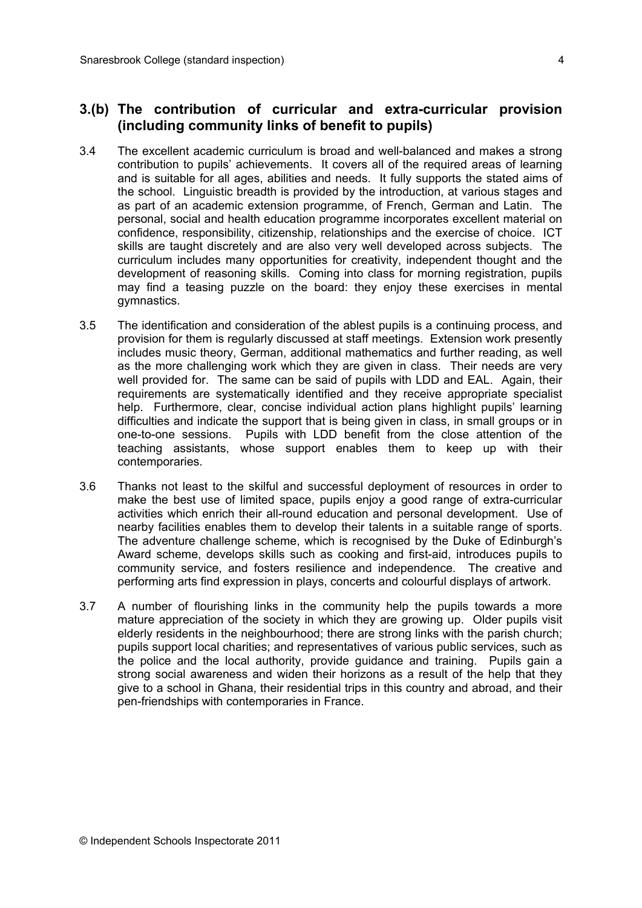## 3.(b) The contribution of curricular and extra-curricular provision (including community links of benefit to pupils)

3.4 The excellent academic curriculum is broad and well-balanced and makes a strong contribution to pupils' achievements. It covers all of the required areas of learning and is suitable for all ages, abilities and needs. It fully supports the stated aims of the school. Linguistic breadth is provided by the introduction, at various stages and as part of an academic extension programme, of French, German and Latin. The personal, social and health education programme incorporates excellent material on confidence, responsibility, citizenship, relationships and the exercise of choice. ICT skills are taught discretely and are also very well developed across subjects. The curriculum includes many opportunities for creativity, independent thought and the development of reasoning skills. Coming into class for morning registration, pupils may find a teasing puzzle on the board: they enjoy these exercises in mental gymnastics.

3.5 The identification and consideration of the ablest pupils is a continuing process, and provision for them is regularly discussed at staff meetings. Extension work presently includes music theory, German, additional mathematics and further reading, as well as the more challenging work which they are given in class. Their needs are very well provided for. The same can be said of pupils with LDD and EAL. Again, their requirements are systematically identified and they receive appropriate specialist help. Furthermore, clear, concise individual action plans highlight pupils' learning difficulties and indicate the support that is being given in class, in small groups or in one-to-one sessions. Pupils with LDD benefit from the close attention of the teaching assistants, whose support enables them to keep up with their contemporaries.

3.6 Thanks not least to the skilful and successful deployment of resources in order to make the best use of limited space, pupils enjoy a good range of extra-curricular activities which enrich their all-round education and personal development. Use of nearby facilities enables them to develop their talents in a suitable range of sports. The adventure challenge scheme, which is recognised by the Duke of Edinburgh's Award scheme, develops skills such as cooking and first-aid, introduces pupils to community service, and fosters resilience and independence. The creative and performing arts find expression in plays, concerts and colourful displays of artwork.

3.7 A number of flourishing links in the community help the pupils towards a more mature appreciation of the society in which they are growing up. Older pupils visit elderly residents in the neighbourhood; there are strong links with the parish church; pupils support local charities; and representatives of various public services, such as the police and the local authority, provide guidance and training. Pupils gain a strong social awareness and widen their horizons as a result of the help that they give to a school in Ghana, their residential trips in this country and abroad, and their pen-friendships with contemporaries in France.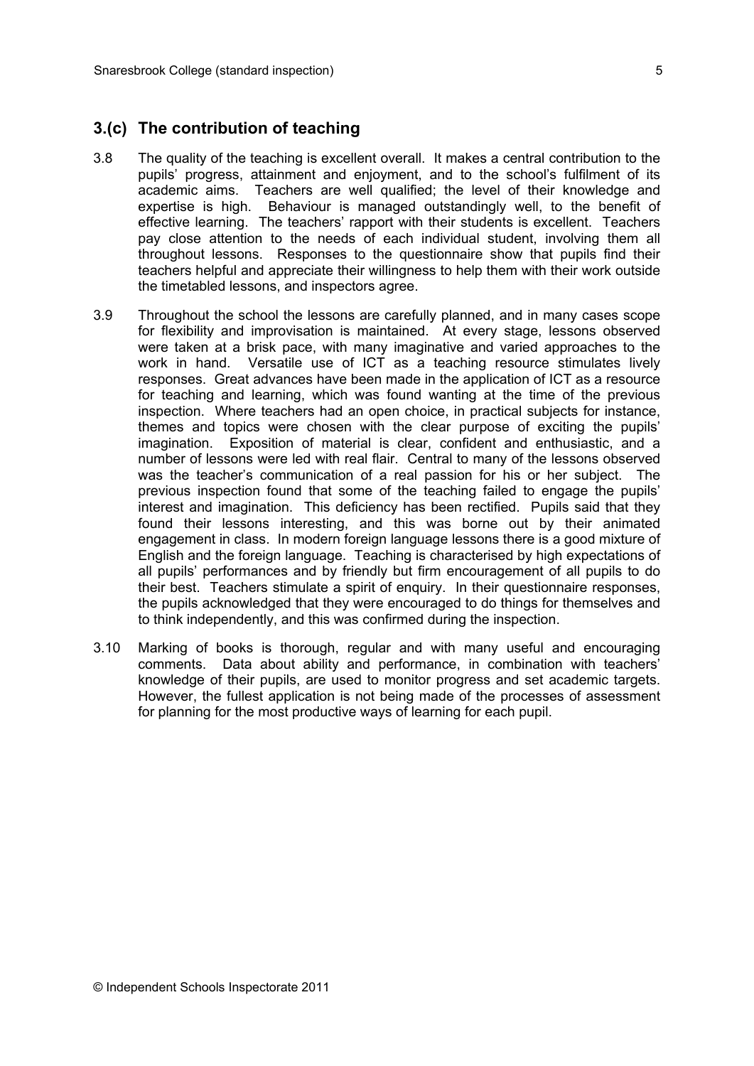## 3.(c) The contribution of teaching

3.8 The quality of the teaching is excellent overall. It makes a central contribution to the pupils' progress, attainment and enjoyment, and to the school's fulfilment of its academic aims. Teachers are well qualified; the level of their knowledge and expertise is high. Behaviour is managed outstandingly well, to the benefit of effective learning. The teachers' rapport with their students is excellent. Teachers pay close attention to the needs of each individual student, involving them all throughout lessons. Responses to the questionnaire show that pupils find their teachers helpful and appreciate their willingness to help them with their work outside the timetabled lessons, and inspectors agree.

3.9 Throughout the school the lessons are carefully planned, and in many cases scope for flexibility and improvisation is maintained. At every stage, lessons observed were taken at a brisk pace, with many imaginative and varied approaches to the work in hand. Versatile use of ICT as a teaching resource stimulates lively responses. Great advances have been made in the application of ICT as a resource for teaching and learning, which was found wanting at the time of the previous inspection. Where teachers had an open choice, in practical subjects for instance, themes and topics were chosen with the clear purpose of exciting the pupils' imagination. Exposition of material is clear, confident and enthusiastic, and a number of lessons were led with real flair. Central to many of the lessons observed was the teacher's communication of a real passion for his or her subject. The previous inspection found that some of the teaching failed to engage the pupils' interest and imagination. This deficiency has been rectified. Pupils said that they found their lessons interesting, and this was borne out by their animated engagement in class. In modern foreign language lessons there is a good mixture of English and the foreign language. Teaching is characterised by high expectations of all pupils' performances and by friendly but firm encouragement of all pupils to do their best. Teachers stimulate a spirit of enquiry. In their questionnaire responses, the pupils acknowledged that they were encouraged to do things for themselves and to think independently, and this was confirmed during the inspection.

3.10 Marking of books is thorough, regular and with many useful and encouraging comments. Data about ability and performance, in combination with teachers' knowledge of their pupils, are used to monitor progress and set academic targets. However, the fullest application is not being made of the processes of assessment for planning for the most productive ways of learning for each pupil.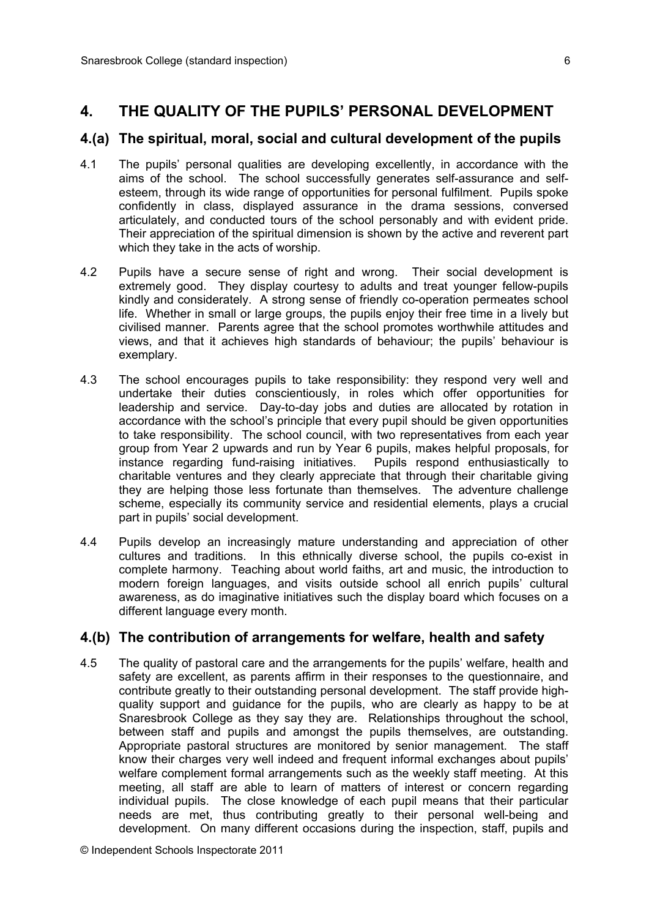## 4. THE QUALITY OF THE PUPILS' PERSONAL DEVELOPMENT

### 4.(a) The spiritual, moral, social and cultural development of the pupils

4.1 The pupils' personal qualities are developing excellently, in accordance with the aims of the school. The school successfully generates self-assurance and self-esteem, through its wide range of opportunities for personal fulfilment. Pupils spoke confidently in class, displayed assurance in the drama sessions, conversed articulately, and conducted tours of the school personably and with evident pride. Their appreciation of the spiritual dimension is shown by the active and reverent part which they take in the acts of worship.

4.2 Pupils have a secure sense of right and wrong. Their social development is extremely good. They display courtesy to adults and treat younger fellow-pupils kindly and considerately. A strong sense of friendly co-operation permeates school life. Whether in small or large groups, the pupils enjoy their free time in a lively but civilised manner. Parents agree that the school promotes worthwhile attitudes and views, and that it achieves high standards of behaviour; the pupils' behaviour is exemplary.

4.3 The school encourages pupils to take responsibility: they respond very well and undertake their duties conscientiously, in roles which offer opportunities for leadership and service. Day-to-day jobs and duties are allocated by rotation in accordance with the school's principle that every pupil should be given opportunities to take responsibility. The school council, with two representatives from each year group from Year 2 upwards and run by Year 6 pupils, makes helpful proposals, for instance regarding fund-raising initiatives. Pupils respond enthusiastically to charitable ventures and they clearly appreciate that through their charitable giving they are helping those less fortunate than themselves. The adventure challenge scheme, especially its community service and residential elements, plays a crucial part in pupils' social development.

4.4 Pupils develop an increasingly mature understanding and appreciation of other cultures and traditions. In this ethnically diverse school, the pupils co-exist in complete harmony. Teaching about world faiths, art and music, the introduction to modern foreign languages, and visits outside school all enrich pupils' cultural awareness, as do imaginative initiatives such the display board which focuses on a different language every month.

### 4.(b) The contribution of arrangements for welfare, health and safety

4.5 The quality of pastoral care and the arrangements for the pupils' welfare, health and safety are excellent, as parents affirm in their responses to the questionnaire, and contribute greatly to their outstanding personal development. The staff provide high-quality support and guidance for the pupils, who are clearly as happy to be at Snaresbrook College as they say they are. Relationships throughout the school, between staff and pupils and amongst the pupils themselves, are outstanding. Appropriate pastoral structures are monitored by senior management. The staff know their charges very well indeed and frequent informal exchanges about pupils' welfare complement formal arrangements such as the weekly staff meeting. At this meeting, all staff are able to learn of matters of interest or concern regarding individual pupils. The close knowledge of each pupil means that their particular needs are met, thus contributing greatly to their personal well-being and development. On many different occasions during the inspection, staff, pupils and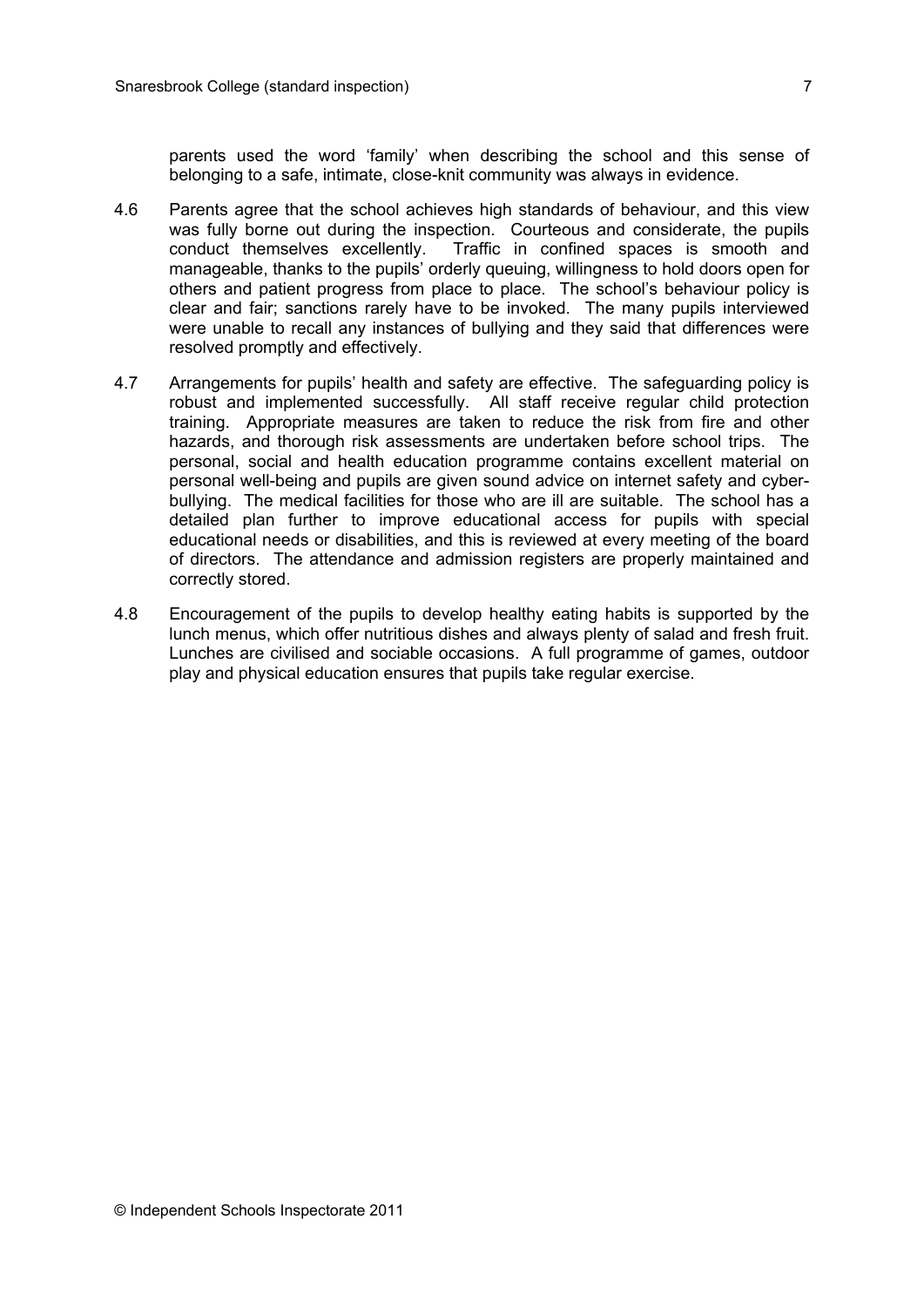parents used the word 'family' when describing the school and this sense of belonging to a safe, intimate, close-knit community was always in evidence.

4.6 Parents agree that the school achieves high standards of behaviour, and this view was fully borne out during the inspection. Courteous and considerate, the pupils conduct themselves excellently. Traffic in confined spaces is smooth and manageable, thanks to the pupils' orderly queuing, willingness to hold doors open for others and patient progress from place to place. The school's behaviour policy is clear and fair; sanctions rarely have to be invoked. The many pupils interviewed were unable to recall any instances of bullying and they said that differences were resolved promptly and effectively.

4.7 Arrangements for pupils' health and safety are effective. The safeguarding policy is robust and implemented successfully. All staff receive regular child protection training. Appropriate measures are taken to reduce the risk from fire and other hazards, and thorough risk assessments are undertaken before school trips. The personal, social and health education programme contains excellent material on personal well-being and pupils are given sound advice on internet safety and cyber-bullying. The medical facilities for those who are ill are suitable. The school has a detailed plan further to improve educational access for pupils with special educational needs or disabilities, and this is reviewed at every meeting of the board of directors. The attendance and admission registers are properly maintained and correctly stored.

4.8 Encouragement of the pupils to develop healthy eating habits is supported by the lunch menus, which offer nutritious dishes and always plenty of salad and fresh fruit. Lunches are civilised and sociable occasions. A full programme of games, outdoor play and physical education ensures that pupils take regular exercise.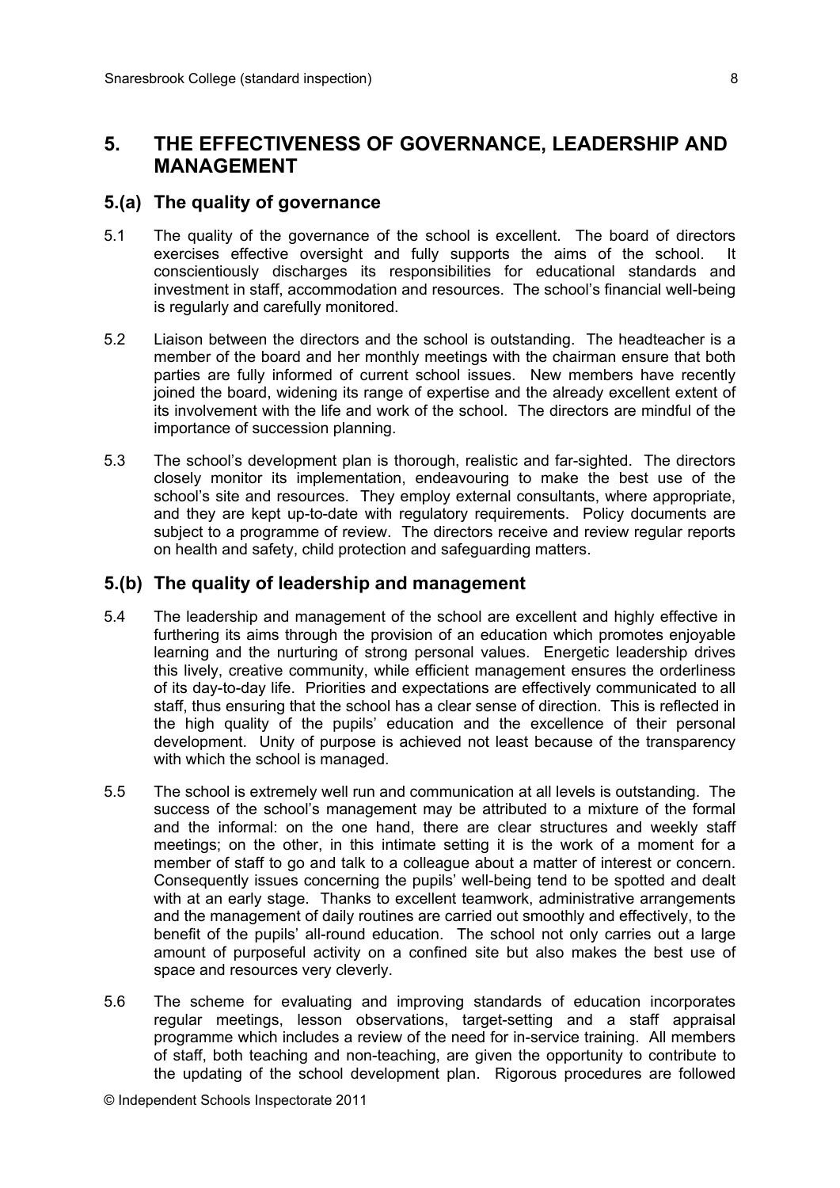## 5. THE EFFECTIVENESS OF GOVERNANCE, LEADERSHIP AND MANAGEMENT

### 5.(a) The quality of governance

5.1 The quality of the governance of the school is excellent. The board of directors exercises effective oversight and fully supports the aims of the school. It conscientiously discharges its responsibilities for educational standards and investment in staff, accommodation and resources. The school's financial well-being is regularly and carefully monitored.

5.2 Liaison between the directors and the school is outstanding. The headteacher is a member of the board and her monthly meetings with the chairman ensure that both parties are fully informed of current school issues. New members have recently joined the board, widening its range of expertise and the already excellent extent of its involvement with the life and work of the school. The directors are mindful of the importance of succession planning.

5.3 The school's development plan is thorough, realistic and far-sighted. The directors closely monitor its implementation, endeavouring to make the best use of the school's site and resources. They employ external consultants, where appropriate, and they are kept up-to-date with regulatory requirements. Policy documents are subject to a programme of review. The directors receive and review regular reports on health and safety, child protection and safeguarding matters.

### 5.(b) The quality of leadership and management

5.4 The leadership and management of the school are excellent and highly effective in furthering its aims through the provision of an education which promotes enjoyable learning and the nurturing of strong personal values. Energetic leadership drives this lively, creative community, while efficient management ensures the orderliness of its day-to-day life. Priorities and expectations are effectively communicated to all staff, thus ensuring that the school has a clear sense of direction. This is reflected in the high quality of the pupils' education and the excellence of their personal development. Unity of purpose is achieved not least because of the transparency with which the school is managed.

5.5 The school is extremely well run and communication at all levels is outstanding. The success of the school's management may be attributed to a mixture of the formal and the informal: on the one hand, there are clear structures and weekly staff meetings; on the other, in this intimate setting it is the work of a moment for a member of staff to go and talk to a colleague about a matter of interest or concern. Consequently issues concerning the pupils' well-being tend to be spotted and dealt with at an early stage. Thanks to excellent teamwork, administrative arrangements and the management of daily routines are carried out smoothly and effectively, to the benefit of the pupils' all-round education. The school not only carries out a large amount of purposeful activity on a confined site but also makes the best use of space and resources very cleverly.

5.6 The scheme for evaluating and improving standards of education incorporates regular meetings, lesson observations, target-setting and a staff appraisal programme which includes a review of the need for in-service training. All members of staff, both teaching and non-teaching, are given the opportunity to contribute to the updating of the school development plan. Rigorous procedures are followed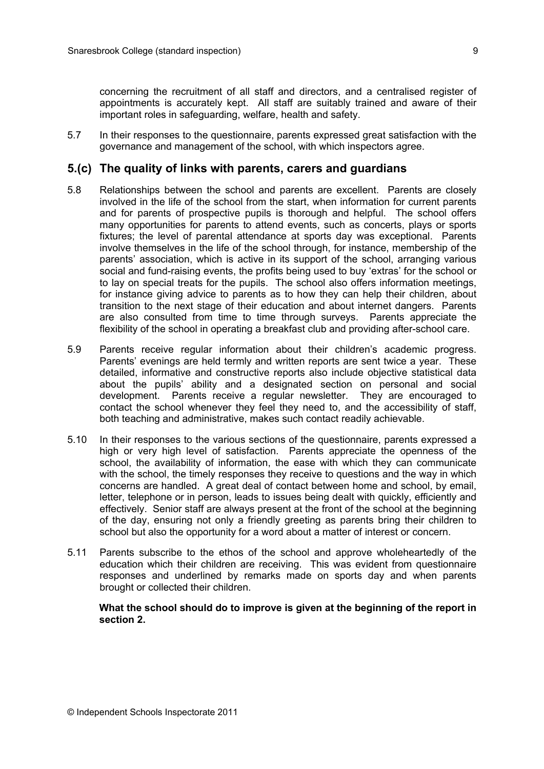concerning the recruitment of all staff and directors, and a centralised register of appointments is accurately kept. All staff are suitably trained and aware of their important roles in safeguarding, welfare, health and safety.

5.7 In their responses to the questionnaire, parents expressed great satisfaction with the governance and management of the school, with which inspectors agree.

## 5.(c) The quality of links with parents, carers and guardians

5.8 Relationships between the school and parents are excellent. Parents are closely involved in the life of the school from the start, when information for current parents and for parents of prospective pupils is thorough and helpful. The school offers many opportunities for parents to attend events, such as concerts, plays or sports fixtures; the level of parental attendance at sports day was exceptional. Parents involve themselves in the life of the school through, for instance, membership of the parents' association, which is active in its support of the school, arranging various social and fund-raising events, the profits being used to buy 'extras' for the school or to lay on special treats for the pupils. The school also offers information meetings, for instance giving advice to parents as to how they can help their children, about transition to the next stage of their education and about internet dangers. Parents are also consulted from time to time through surveys. Parents appreciate the flexibility of the school in operating a breakfast club and providing after-school care.

5.9 Parents receive regular information about their children's academic progress. Parents' evenings are held termly and written reports are sent twice a year. These detailed, informative and constructive reports also include objective statistical data about the pupils' ability and a designated section on personal and social development. Parents receive a regular newsletter. They are encouraged to contact the school whenever they feel they need to, and the accessibility of staff, both teaching and administrative, makes such contact readily achievable.

5.10 In their responses to the various sections of the questionnaire, parents expressed a high or very high level of satisfaction. Parents appreciate the openness of the school, the availability of information, the ease with which they can communicate with the school, the timely responses they receive to questions and the way in which concerns are handled. A great deal of contact between home and school, by email, letter, telephone or in person, leads to issues being dealt with quickly, efficiently and effectively. Senior staff are always present at the front of the school at the beginning of the day, ensuring not only a friendly greeting as parents bring their children to school but also the opportunity for a word about a matter of interest or concern.

5.11 Parents subscribe to the ethos of the school and approve wholeheartedly of the education which their children are receiving. This was evident from questionnaire responses and underlined by remarks made on sports day and when parents brought or collected their children.

**What the school should do to improve is given at the beginning of the report in section 2.**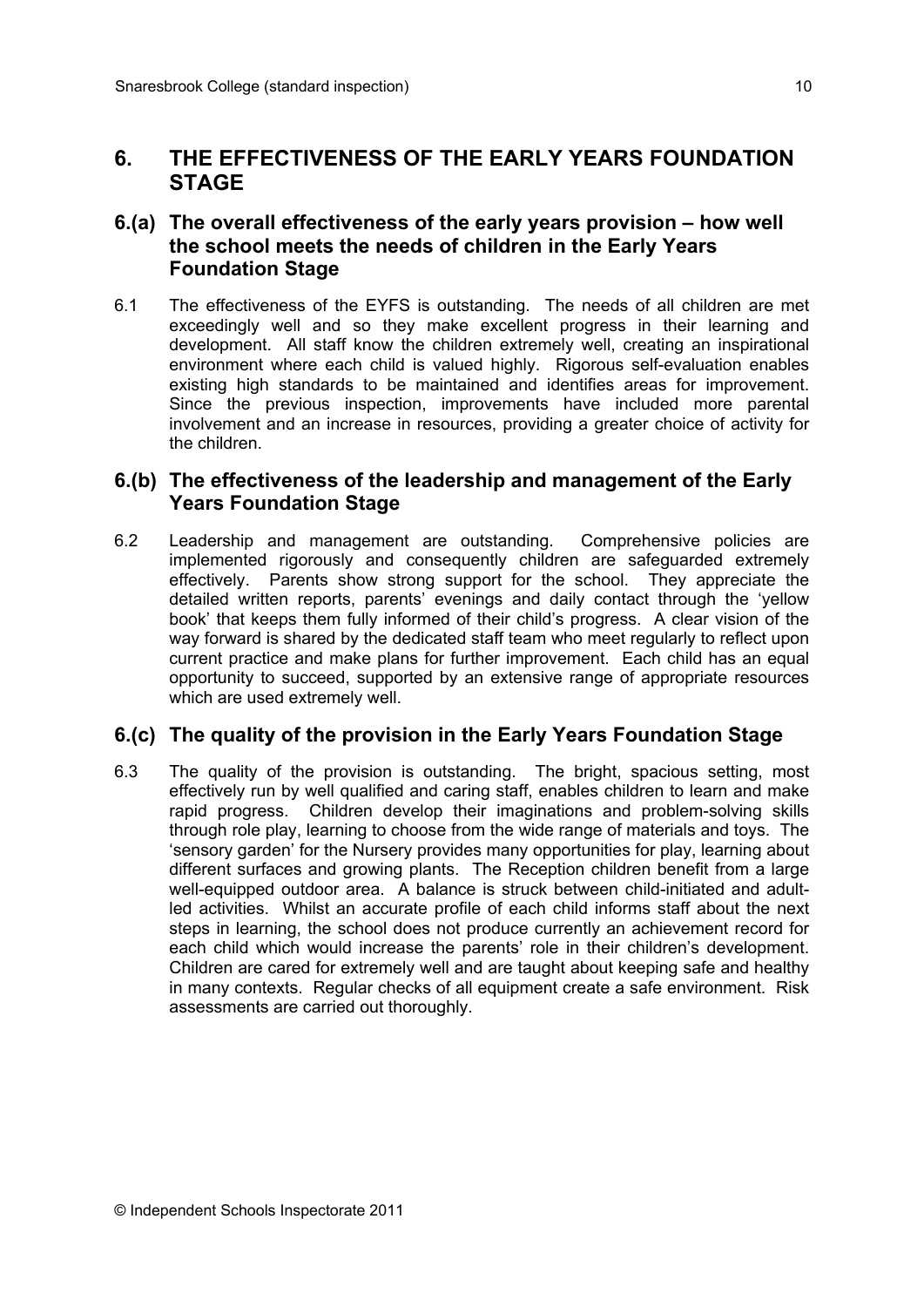## 6. THE EFFECTIVENESS OF THE EARLY YEARS FOUNDATION STAGE

### 6.(a) The overall effectiveness of the early years provision – how well the school meets the needs of children in the Early Years Foundation Stage

6.1 The effectiveness of the EYFS is outstanding. The needs of all children are met exceedingly well and so they make excellent progress in their learning and development. All staff know the children extremely well, creating an inspirational environment where each child is valued highly. Rigorous self-evaluation enables existing high standards to be maintained and identifies areas for improvement. Since the previous inspection, improvements have included more parental involvement and an increase in resources, providing a greater choice of activity for the children.

### 6.(b) The effectiveness of the leadership and management of the Early Years Foundation Stage

6.2 Leadership and management are outstanding. Comprehensive policies are implemented rigorously and consequently children are safeguarded extremely effectively. Parents show strong support for the school. They appreciate the detailed written reports, parents' evenings and daily contact through the 'yellow book' that keeps them fully informed of their child's progress. A clear vision of the way forward is shared by the dedicated staff team who meet regularly to reflect upon current practice and make plans for further improvement. Each child has an equal opportunity to succeed, supported by an extensive range of appropriate resources which are used extremely well.

### 6.(c) The quality of the provision in the Early Years Foundation Stage

6.3 The quality of the provision is outstanding. The bright, spacious setting, most effectively run by well qualified and caring staff, enables children to learn and make rapid progress. Children develop their imaginations and problem-solving skills through role play, learning to choose from the wide range of materials and toys. The 'sensory garden' for the Nursery provides many opportunities for play, learning about different surfaces and growing plants. The Reception children benefit from a large well-equipped outdoor area. A balance is struck between child-initiated and adult-led activities. Whilst an accurate profile of each child informs staff about the next steps in learning, the school does not produce currently an achievement record for each child which would increase the parents' role in their children's development. Children are cared for extremely well and are taught about keeping safe and healthy in many contexts. Regular checks of all equipment create a safe environment. Risk assessments are carried out thoroughly.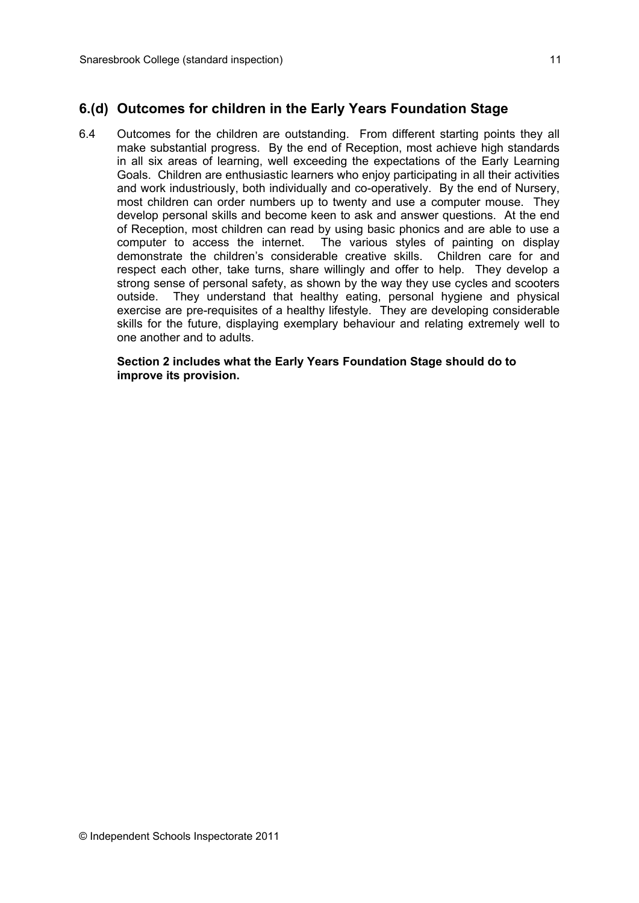## 6.(d) Outcomes for children in the Early Years Foundation Stage

6.4 Outcomes for the children are outstanding. From different starting points they all make substantial progress. By the end of Reception, most achieve high standards in all six areas of learning, well exceeding the expectations of the Early Learning Goals. Children are enthusiastic learners who enjoy participating in all their activities and work industriously, both individually and co-operatively. By the end of Nursery, most children can order numbers up to twenty and use a computer mouse. They develop personal skills and become keen to ask and answer questions. At the end of Reception, most children can read by using basic phonics and are able to use a computer to access the internet. The various styles of painting on display demonstrate the children's considerable creative skills. Children care for and respect each other, take turns, share willingly and offer to help. They develop a strong sense of personal safety, as shown by the way they use cycles and scooters outside. They understand that healthy eating, personal hygiene and physical exercise are pre-requisites of a healthy lifestyle. They are developing considerable skills for the future, displaying exemplary behaviour and relating extremely well to one another and to adults.

**Section 2 includes what the Early Years Foundation Stage should do to improve its provision.**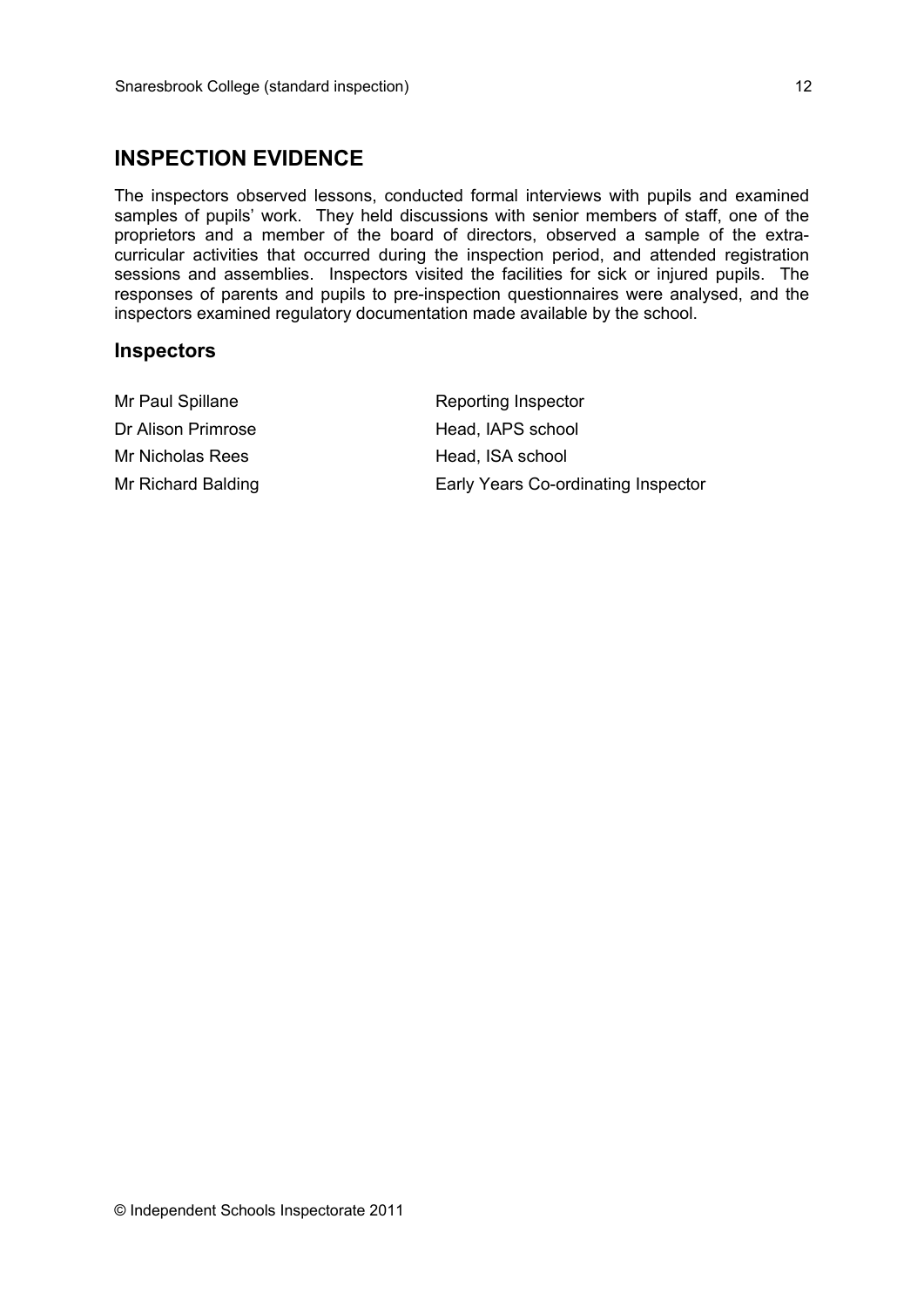## INSPECTION EVIDENCE

The inspectors observed lessons, conducted formal interviews with pupils and examined samples of pupils' work. They held discussions with senior members of staff, one of the proprietors and a member of the board of directors, observed a sample of the extra-curricular activities that occurred during the inspection period, and attended registration sessions and assemblies. Inspectors visited the facilities for sick or injured pupils. The responses of parents and pupils to pre-inspection questionnaires were analysed, and the inspectors examined regulatory documentation made available by the school.

### Inspectors

| | |
|---|---|
| Mr Paul Spillane | Reporting Inspector |
| Dr Alison Primrose | Head, IAPS school |
| Mr Nicholas Rees | Head, ISA school |
| Mr Richard Balding | Early Years Co-ordinating Inspector |

© Independent Schools Inspectorate 2011